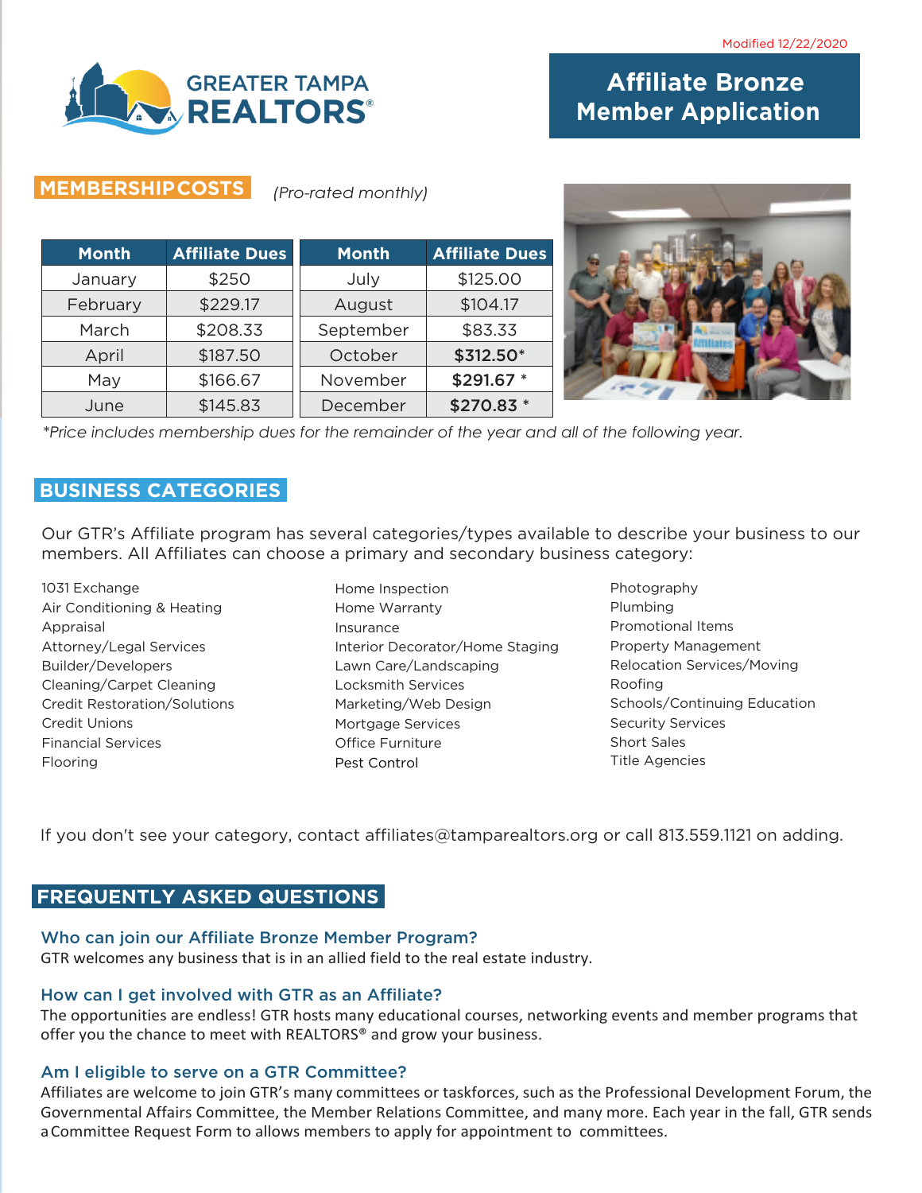Modified 12/22/2020

GREATER TAMPA REALTORS®

# Affiliate Bronze Member Application

## MEMBERSHIP COSTS

*(Pro-rated monthly)*

| Month | Affiliate Dues | Month | Affiliate Dues |
|---|---|---|---|
| January | $250 | July | $125.00 |
| February | $229.17 | August | $104.17 |
| March | $208.33 | September | $83.33 |
| April | $187.50 | October | **$312.50***|
| May | $166.67 | November | **$291.67** * |
| June | $145.83 | December | **$270.83** * |

*\*Price includes membership dues for the remainder of the year and all of the following year.*

## BUSINESS CATEGORIES

Our GTR's Affiliate program has several categories/types available to describe your business to our members. All Affiliates can choose a primary and secondary business category:

- 1031 Exchange
- Air Conditioning & Heating
- Appraisal
- Attorney/Legal Services
- Builder/Developers
- Cleaning/Carpet Cleaning
- Credit Restoration/Solutions
- Credit Unions
- Financial Services
- Flooring
- Home Inspection
- Home Warranty
- Insurance
- Interior Decorator/Home Staging
- Lawn Care/Landscaping
- Locksmith Services
- Marketing/Web Design
- Mortgage Services
- Office Furniture
- Pest Control
- Photography
- Plumbing
- Promotional Items
- Property Management
- Relocation Services/Moving
- Roofing
- Schools/Continuing Education
- Security Services
- Short Sales
- Title Agencies

If you don't see your category, contact affiliates@tamparealtors.org or call 813.559.1121 on adding.

## FREQUENTLY ASKED QUESTIONS

### Who can join our Affiliate Bronze Member Program?

GTR welcomes any business that is in an allied field to the real estate industry.

### How can I get involved with GTR as an Affiliate?

The opportunities are endless! GTR hosts many educational courses, networking events and member programs that offer you the chance to meet with REALTORS® and grow your business.

### Am I eligible to serve on a GTR Committee?

Affiliates are welcome to join GTR's many committees or taskforces, such as the Professional Development Forum, the Governmental Affairs Committee, the Member Relations Committee, and many more. Each year in the fall, GTR sends a Committee Request Form to allows members to apply for appointment to committees.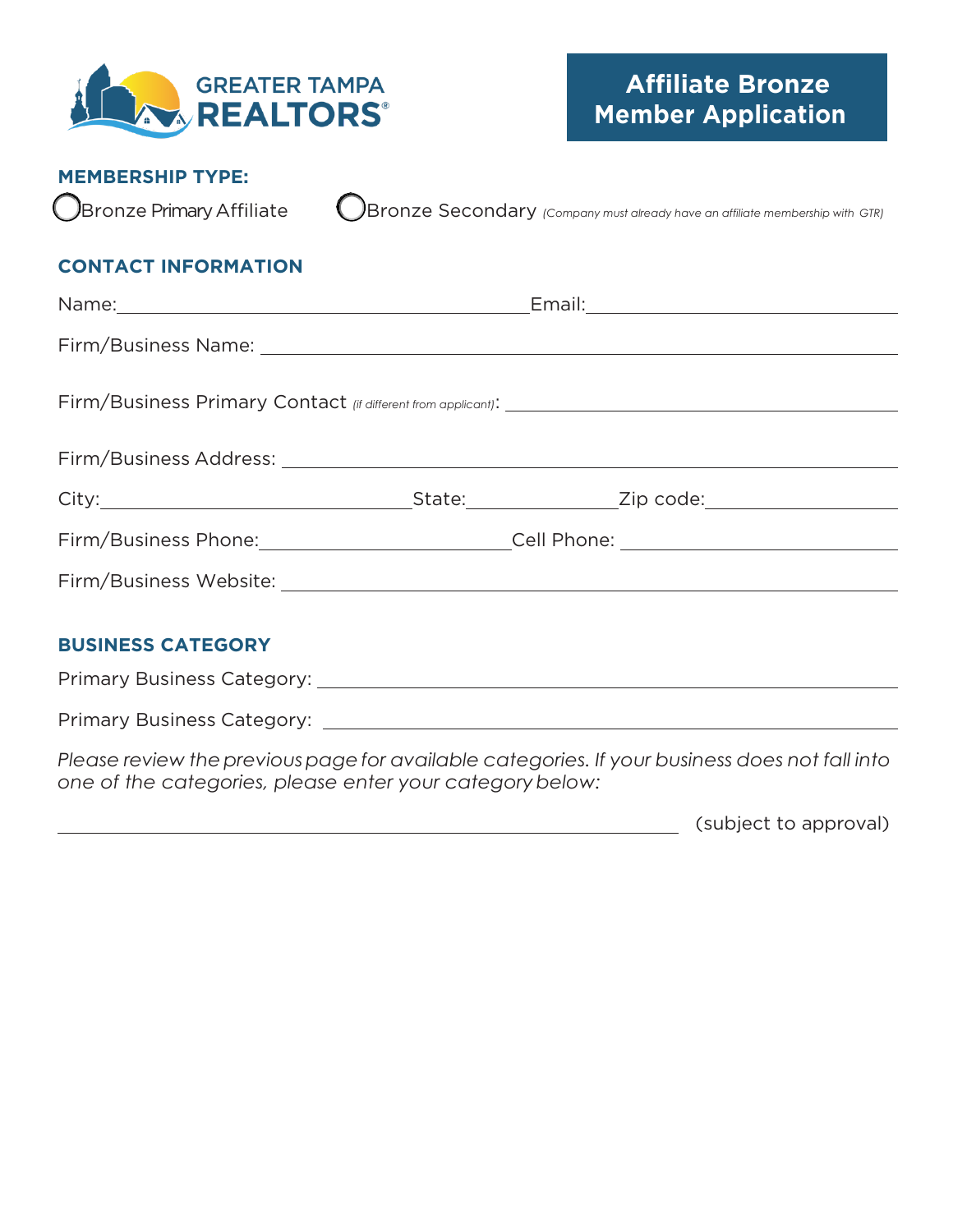GREATER TAMPA REALTORS®

# Affiliate Bronze Member Application

## MEMBERSHIP TYPE:

◯ Bronze Primary Affiliate ◯ Bronze Secondary *(Company must already have an affiliate membership with GTR)*

## CONTACT INFORMATION

Name: ______________________________ Email: ______________________________

Firm/Business Name: ______________________________

Firm/Business Primary Contact *(if different from applicant)*: ______________________________

Firm/Business Address: ______________________________

City: ______________________________ State: ______________ Zip code: ______________

Firm/Business Phone: ______________________________ Cell Phone: ______________________________

Firm/Business Website: ______________________________

## BUSINESS CATEGORY

Primary Business Category: ______________________________

Primary Business Category: ______________________________

*Please review the previous page for available categories. If your business does not fall into one of the categories, please enter your category below:*

______________________________ (subject to approval)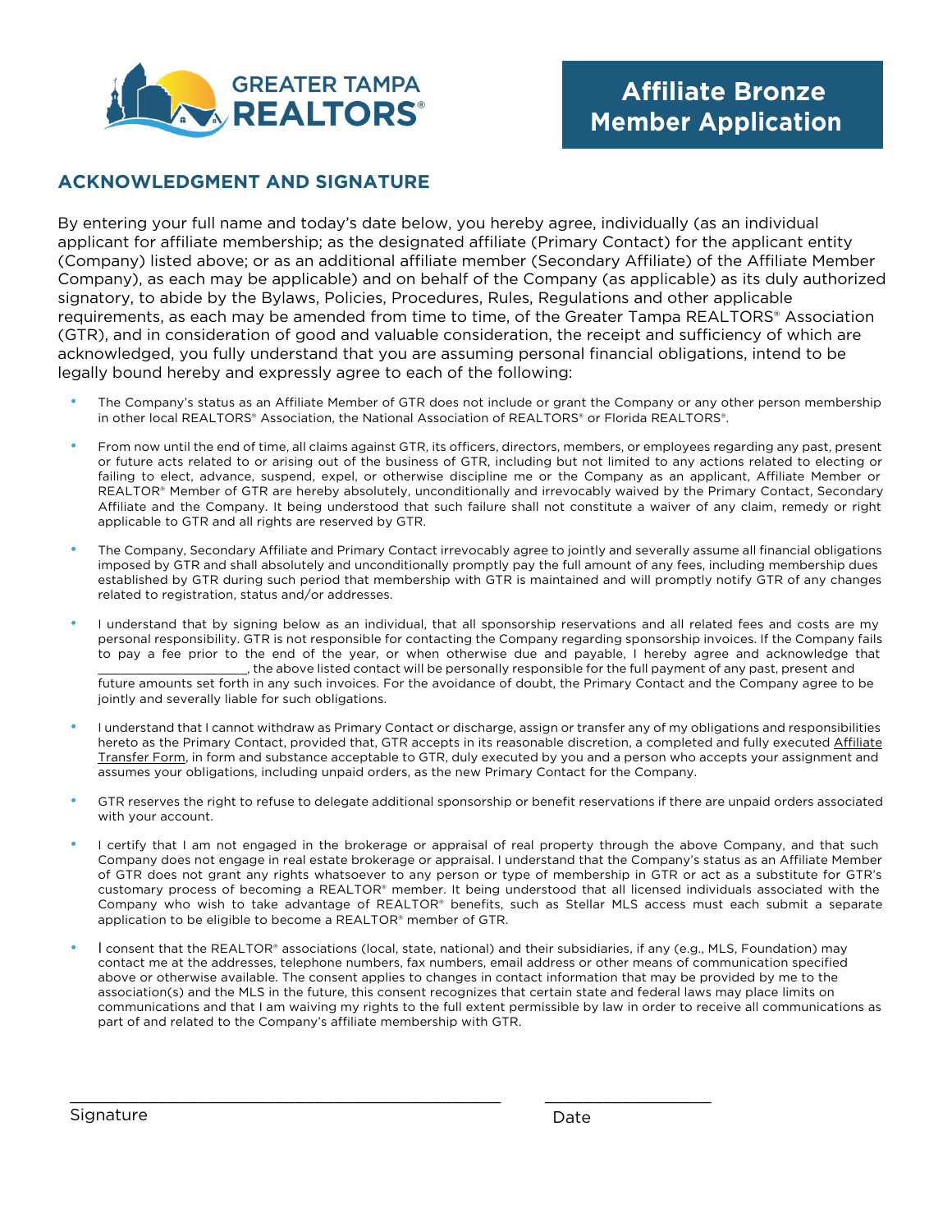GREATER TAMPA REALTORS®

# Affiliate Bronze Member Application

## ACKNOWLEDGMENT AND SIGNATURE

By entering your full name and today's date below, you hereby agree, individually (as an individual applicant for affiliate membership; as the designated affiliate (Primary Contact) for the applicant entity (Company) listed above; or as an additional affiliate member (Secondary Affiliate) of the Affiliate Member Company), as each may be applicable) and on behalf of the Company (as applicable) as its duly authorized signatory, to abide by the Bylaws, Policies, Procedures, Rules, Regulations and other applicable requirements, as each may be amended from time to time, of the Greater Tampa REALTORS® Association (GTR), and in consideration of good and valuable consideration, the receipt and sufficiency of which are acknowledged, you fully understand that you are assuming personal financial obligations, intend to be legally bound hereby and expressly agree to each of the following:

- The Company's status as an Affiliate Member of GTR does not include or grant the Company or any other person membership in other local REALTORS® Association, the National Association of REALTORS® or Florida REALTORS®.
- From now until the end of time, all claims against GTR, its officers, directors, members, or employees regarding any past, present or future acts related to or arising out of the business of GTR, including but not limited to any actions related to electing or failing to elect, advance, suspend, expel, or otherwise discipline me or the Company as an applicant, Affiliate Member or REALTOR® Member of GTR are hereby absolutely, unconditionally and irrevocably waived by the Primary Contact, Secondary Affiliate and the Company. It being understood that such failure shall not constitute a waiver of any claim, remedy or right applicable to GTR and all rights are reserved by GTR.
- The Company, Secondary Affiliate and Primary Contact irrevocably agree to jointly and severally assume all financial obligations imposed by GTR and shall absolutely and unconditionally promptly pay the full amount of any fees, including membership dues established by GTR during such period that membership with GTR is maintained and will promptly notify GTR of any changes related to registration, status and/or addresses.
- I understand that by signing below as an individual, that all sponsorship reservations and all related fees and costs are my personal responsibility. GTR is not responsible for contacting the Company regarding sponsorship invoices. If the Company fails to pay a fee prior to the end of the year, or when otherwise due and payable, I hereby agree and acknowledge that ____________________, the above listed contact will be personally responsible for the full payment of any past, present and future amounts set forth in any such invoices. For the avoidance of doubt, the Primary Contact and the Company agree to be jointly and severally liable for such obligations.
- I understand that I cannot withdraw as Primary Contact or discharge, assign or transfer any of my obligations and responsibilities hereto as the Primary Contact, provided that, GTR accepts in its reasonable discretion, a completed and fully executed Affiliate Transfer Form, in form and substance acceptable to GTR, duly executed by you and a person who accepts your assignment and assumes your obligations, including unpaid orders, as the new Primary Contact for the Company.
- GTR reserves the right to refuse to delegate additional sponsorship or benefit reservations if there are unpaid orders associated with your account.
- I certify that I am not engaged in the brokerage or appraisal of real property through the above Company, and that such Company does not engage in real estate brokerage or appraisal. I understand that the Company's status as an Affiliate Member of GTR does not grant any rights whatsoever to any person or type of membership in GTR or act as a substitute for GTR's customary process of becoming a REALTOR® member. It being understood that all licensed individuals associated with the Company who wish to take advantage of REALTOR® benefits, such as Stellar MLS access must each submit a separate application to be eligible to become a REALTOR® member of GTR.
- I consent that the REALTOR® associations (local, state, national) and their subsidiaries, if any (e.g., MLS, Foundation) may contact me at the addresses, telephone numbers, fax numbers, email address or other means of communication specified above or otherwise available. The consent applies to changes in contact information that may be provided by me to the association(s) and the MLS in the future, this consent recognizes that certain state and federal laws may place limits on communications and that I am waiving my rights to the full extent permissible by law in order to receive all communications as part of and related to the Company's affiliate membership with GTR.

______________________________________________ ____________________

Signature Date